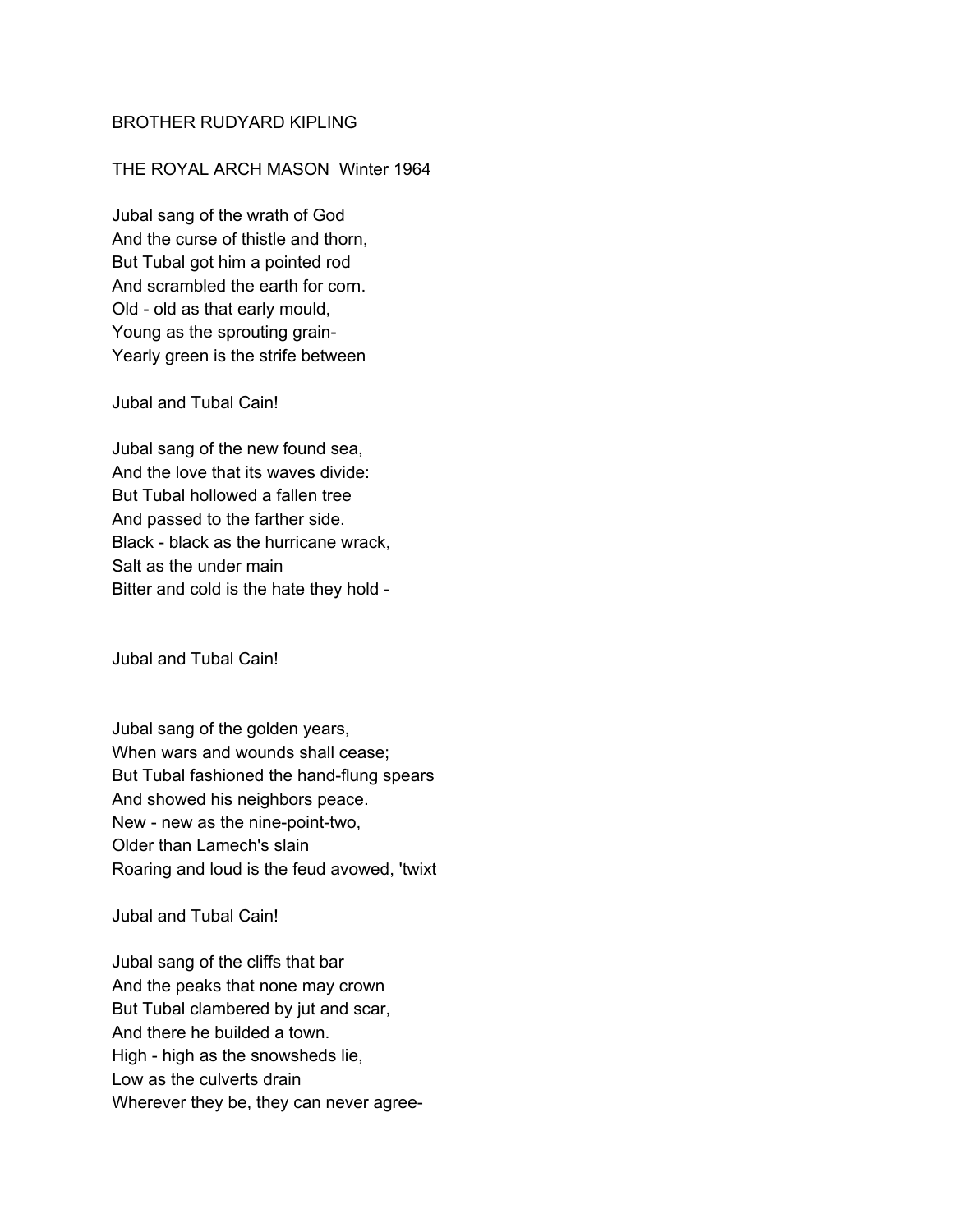BROTHER RUDYARD KIPLING

THE ROYAL ARCH MASON Winter 1964

Jubal sang of the wrath of God  
And the curse of thistle and thorn,  
But Tubal got him a pointed rod  
And scrambled the earth for corn.  
Old - old as that early mould,  
Young as the sprouting grain-  
Yearly green is the strife between

Jubal and Tubal Cain!

Jubal sang of the new found sea,  
And the love that its waves divide:  
But Tubal hollowed a fallen tree  
And passed to the farther side.  
Black - black as the hurricane wrack,  
Salt as the under main  
Bitter and cold is the hate they hold -

Jubal and Tubal Cain!

Jubal sang of the golden years,  
When wars and wounds shall cease;  
But Tubal fashioned the hand-flung spears  
And showed his neighbors peace.  
New - new as the nine-point-two,  
Older than Lamech's slain  
Roaring and loud is the feud avowed, 'twixt

Jubal and Tubal Cain!

Jubal sang of the cliffs that bar  
And the peaks that none may crown  
But Tubal clambered by jut and scar,  
And there he builded a town.  
High - high as the snowsheds lie,  
Low as the culverts drain  
Wherever they be, they can never agree-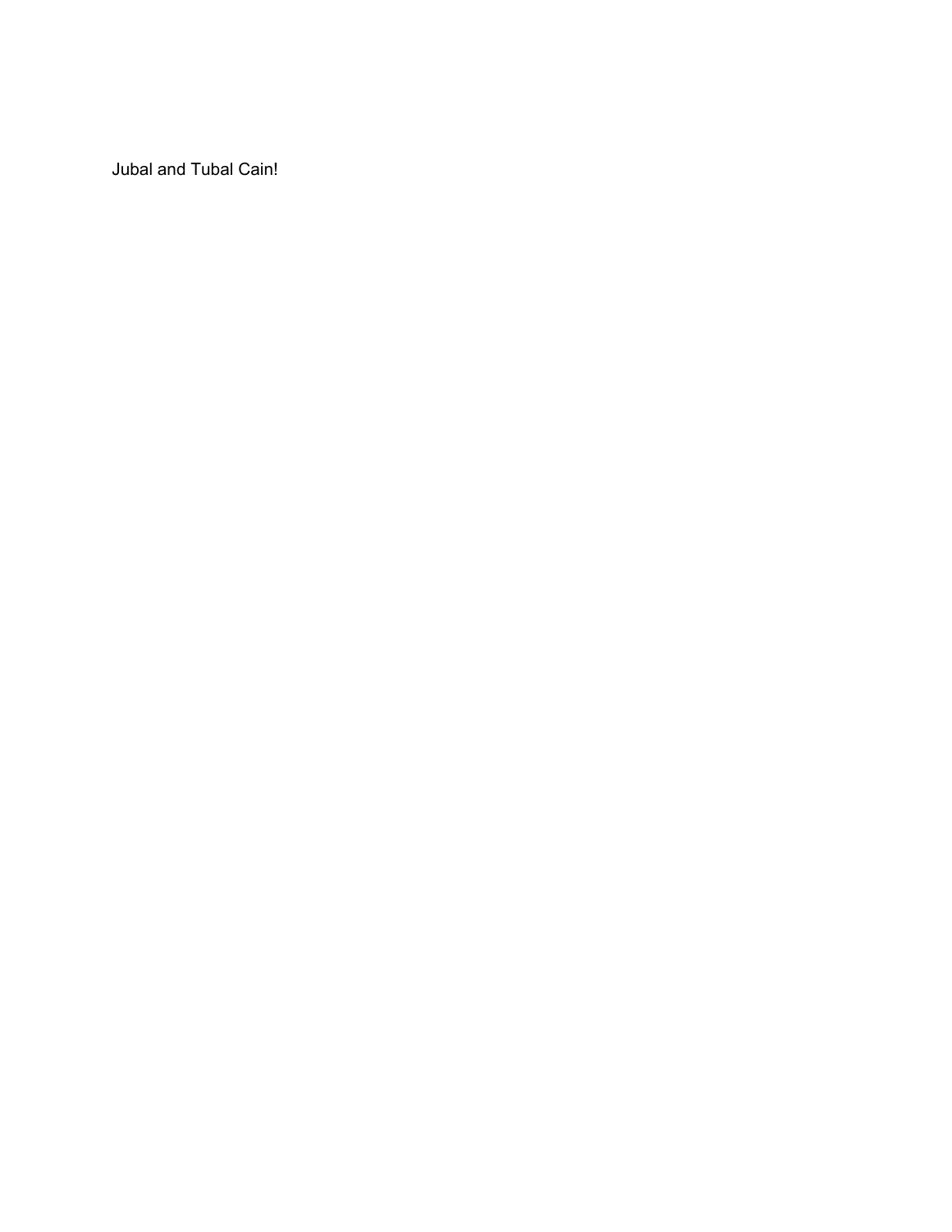Jubal and Tubal Cain!